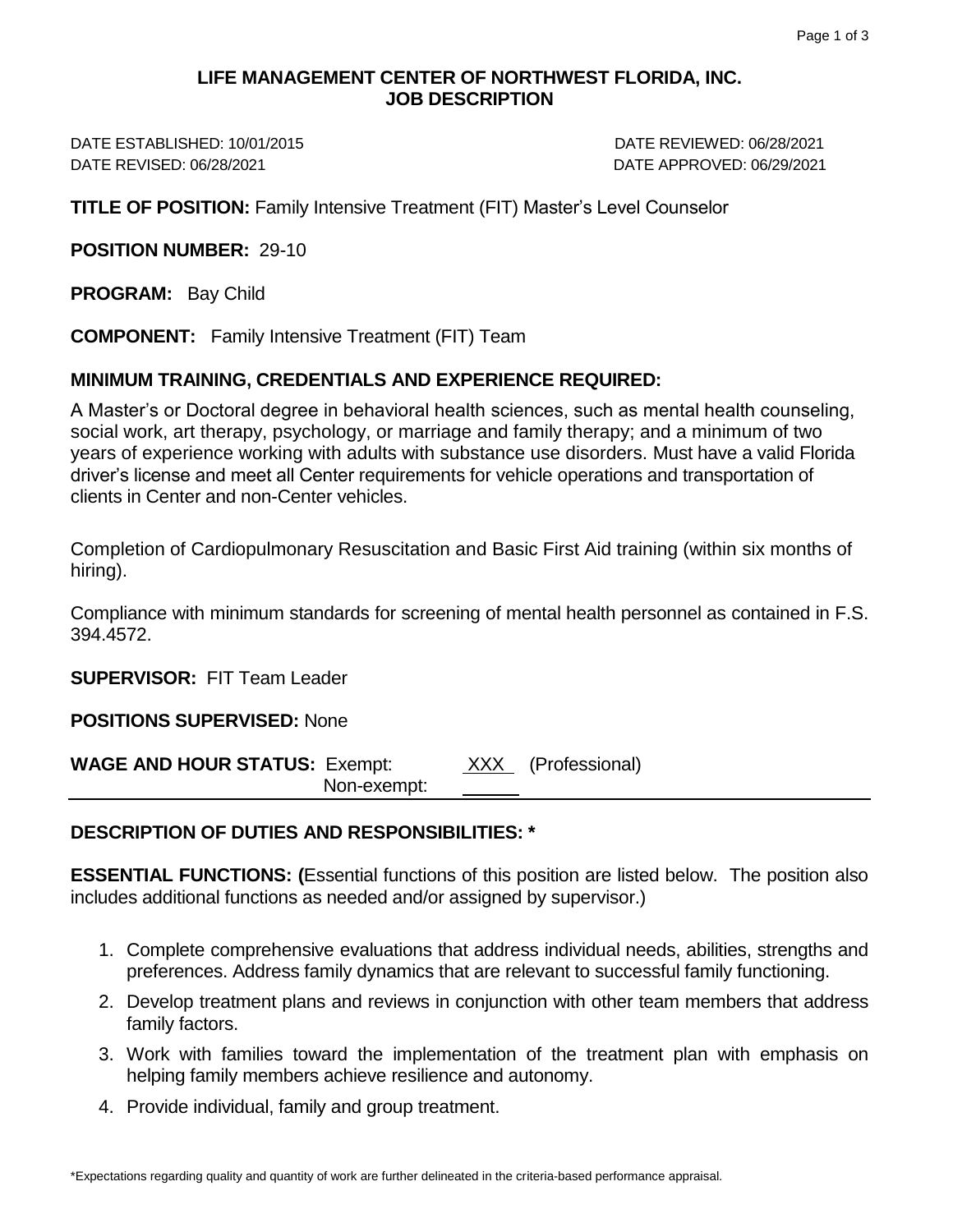# LIFE MANAGEMENT CENTER OF NORTHWEST FLORIDA, INC.
## JOB DESCRIPTION

DATE ESTABLISHED: 10/01/2015 DATE REVIEWED: 06/28/2021
DATE REVISED: 06/28/2021 DATE APPROVED: 06/29/2021

**TITLE OF POSITION:** Family Intensive Treatment (FIT) Master's Level Counselor

**POSITION NUMBER:** 29-10

**PROGRAM:** Bay Child

**COMPONENT:** Family Intensive Treatment (FIT) Team

**MINIMUM TRAINING, CREDENTIALS AND EXPERIENCE REQUIRED:**

A Master's or Doctoral degree in behavioral health sciences, such as mental health counseling, social work, art therapy, psychology, or marriage and family therapy; and a minimum of two years of experience working with adults with substance use disorders. Must have a valid Florida driver's license and meet all Center requirements for vehicle operations and transportation of clients in Center and non-Center vehicles.

Completion of Cardiopulmonary Resuscitation and Basic First Aid training (within six months of hiring).

Compliance with minimum standards for screening of mental health personnel as contained in F.S. 394.4572.

**SUPERVISOR:** FIT Team Leader

**POSITIONS SUPERVISED:** None

**WAGE AND HOUR STATUS:** Exempt: XXX (Professional)
Non-exempt: ______

---

**DESCRIPTION OF DUTIES AND RESPONSIBILITIES: ***

**ESSENTIAL FUNCTIONS: (**Essential functions of this position are listed below. The position also includes additional functions as needed and/or assigned by supervisor.)

1. Complete comprehensive evaluations that address individual needs, abilities, strengths and preferences. Address family dynamics that are relevant to successful family functioning.
2. Develop treatment plans and reviews in conjunction with other team members that address family factors.
3. Work with families toward the implementation of the treatment plan with emphasis on helping family members achieve resilience and autonomy.
4. Provide individual, family and group treatment.

*Expectations regarding quality and quantity of work are further delineated in the criteria-based performance appraisal.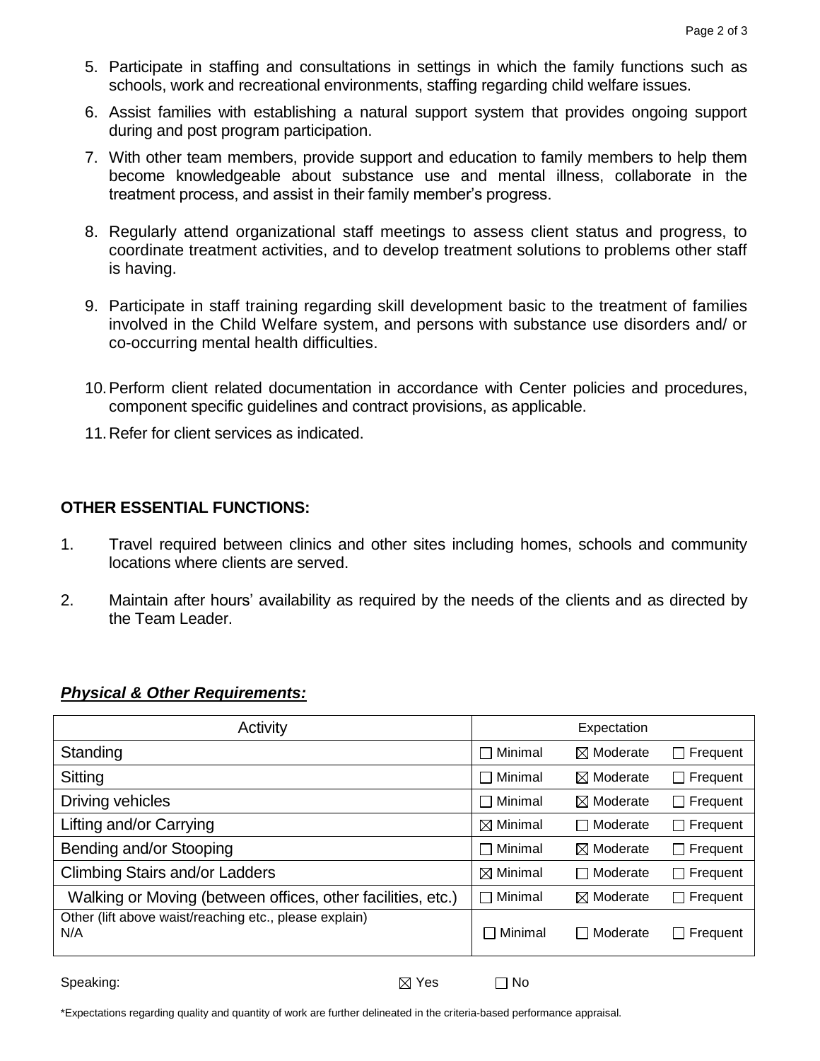5. Participate in staffing and consultations in settings in which the family functions such as schools, work and recreational environments, staffing regarding child welfare issues.
6. Assist families with establishing a natural support system that provides ongoing support during and post program participation.
7. With other team members, provide support and education to family members to help them become knowledgeable about substance use and mental illness, collaborate in the treatment process, and assist in their family member's progress.
8. Regularly attend organizational staff meetings to assess client status and progress, to coordinate treatment activities, and to develop treatment solutions to problems other staff is having.
9. Participate in staff training regarding skill development basic to the treatment of families involved in the Child Welfare system, and persons with substance use disorders and/ or co-occurring mental health difficulties.
10. Perform client related documentation in accordance with Center policies and procedures, component specific guidelines and contract provisions, as applicable.
11. Refer for client services as indicated.

## OTHER ESSENTIAL FUNCTIONS:

1. Travel required between clinics and other sites including homes, schools and community locations where clients are served.
2. Maintain after hours' availability as required by the needs of the clients and as directed by the Team Leader.

## ***Physical & Other Requirements:***

| Activity | Expectation | | |
|---|---|---|---|
| Standing | ☐ Minimal | ☒ Moderate | ☐ Frequent |
| Sitting | ☐ Minimal | ☒ Moderate | ☐ Frequent |
| Driving vehicles | ☐ Minimal | ☒ Moderate | ☐ Frequent |
| Lifting and/or Carrying | ☒ Minimal | ☐ Moderate | ☐ Frequent |
| Bending and/or Stooping | ☐ Minimal | ☒ Moderate | ☐ Frequent |
| Climbing Stairs and/or Ladders | ☒ Minimal | ☐ Moderate | ☐ Frequent |
| Walking or Moving (between offices, other facilities, etc.) | ☐ Minimal | ☒ Moderate | ☐ Frequent |
| Other (lift above waist/reaching etc., please explain) N/A | ☐ Minimal | ☐ Moderate | ☐ Frequent |

Speaking: ☒ Yes ☐ No

*Expectations regarding quality and quantity of work are further delineated in the criteria-based performance appraisal.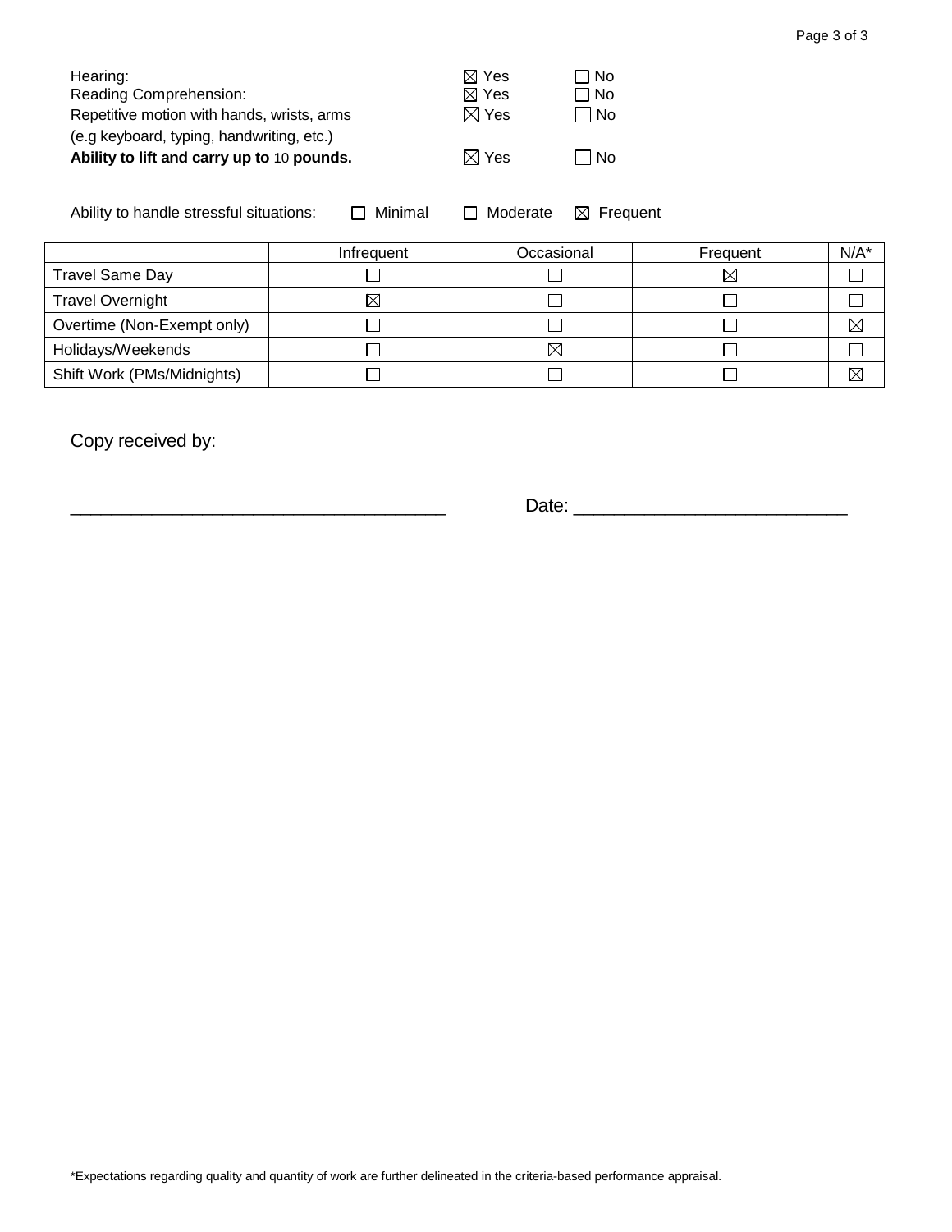Hearing: ☒ Yes ☐ No
Reading Comprehension: ☒ Yes ☐ No
Repetitive motion with hands, wrists, arms (e.g keyboard, typing, handwriting, etc.) ☒ Yes ☐ No
**Ability to lift and carry up to** 10 **pounds.** ☒ Yes ☐ No

Ability to handle stressful situations: ☐ Minimal ☐ Moderate ☒ Frequent

| | Infrequent | Occasional | Frequent | N/A* |
|---|---|---|---|---|
| Travel Same Day | ☐ | ☐ | ☒ | ☐ |
| Travel Overnight | ☒ | ☐ | ☐ | ☐ |
| Overtime (Non-Exempt only) | ☐ | ☐ | ☐ | ☒ |
| Holidays/Weekends | ☐ | ☒ | ☐ | ☐ |
| Shift Work (PMs/Midnights) | ☐ | ☐ | ☐ | ☒ |

Copy received by:

_____________________________________ Date: ___________________________

*Expectations regarding quality and quantity of work are further delineated in the criteria-based performance appraisal.